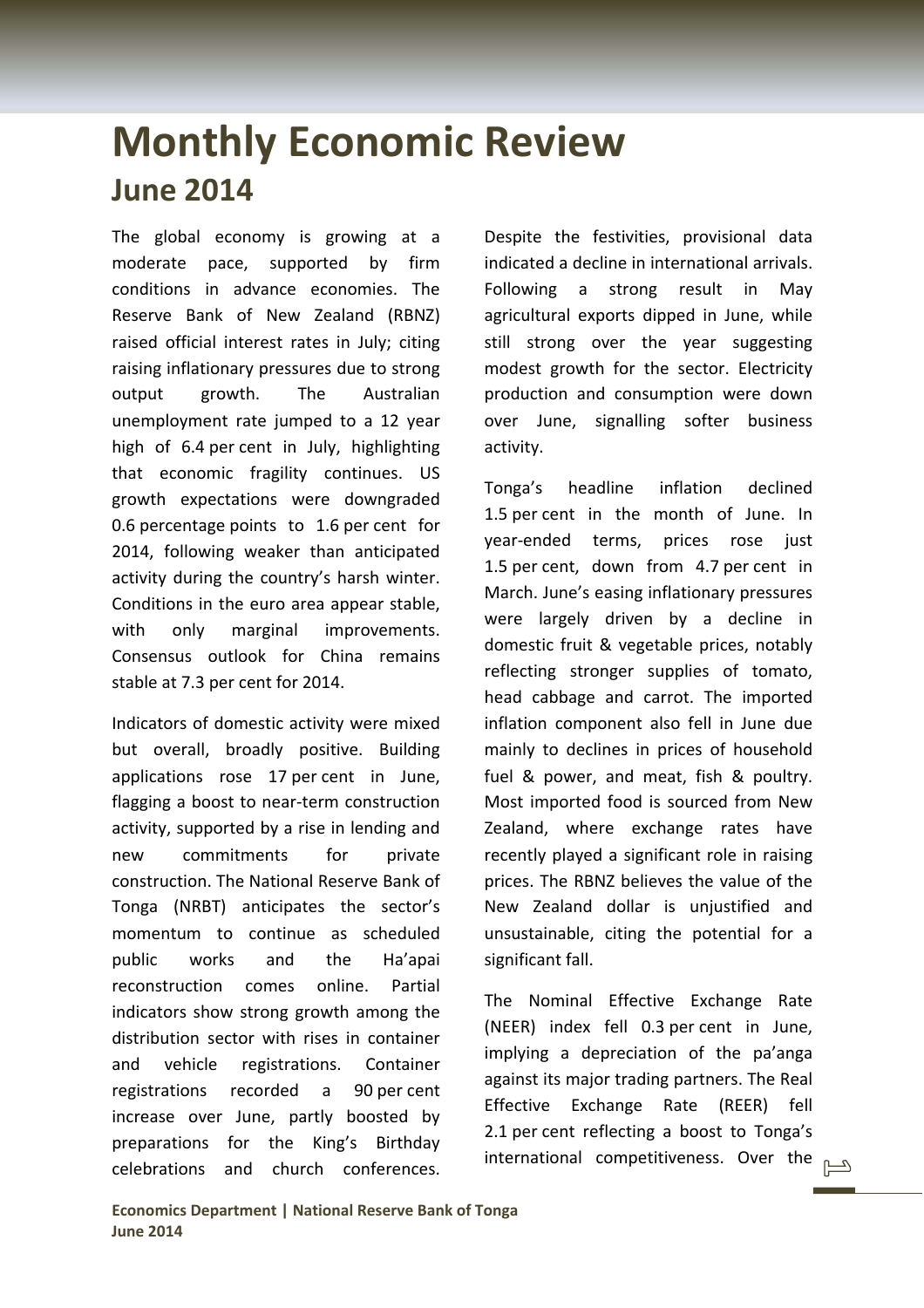# Monthly Economic Review

## June 2014

The global economy is growing at a moderate pace, supported by firm conditions in advance economies. The Reserve Bank of New Zealand (RBNZ) raised official interest rates in July; citing raising inflationary pressures due to strong output growth. The Australian unemployment rate jumped to a 12 year high of 6.4 per cent in July, highlighting that economic fragility continues. US growth expectations were downgraded 0.6 percentage points to 1.6 per cent for 2014, following weaker than anticipated activity during the country's harsh winter. Conditions in the euro area appear stable, with only marginal improvements. Consensus outlook for China remains stable at 7.3 per cent for 2014.

Indicators of domestic activity were mixed but overall, broadly positive. Building applications rose 17 per cent in June, flagging a boost to near-term construction activity, supported by a rise in lending and new commitments for private construction. The National Reserve Bank of Tonga (NRBT) anticipates the sector's momentum to continue as scheduled public works and the Ha'apai reconstruction comes online. Partial indicators show strong growth among the distribution sector with rises in container and vehicle registrations. Container registrations recorded a 90 per cent increase over June, partly boosted by preparations for the King's Birthday celebrations and church conferences. Despite the festivities, provisional data indicated a decline in international arrivals. Following a strong result in May agricultural exports dipped in June, while still strong over the year suggesting modest growth for the sector. Electricity production and consumption were down over June, signalling softer business activity.

Tonga's headline inflation declined 1.5 per cent in the month of June. In year-ended terms, prices rose just 1.5 per cent, down from 4.7 per cent in March. June's easing inflationary pressures were largely driven by a decline in domestic fruit & vegetable prices, notably reflecting stronger supplies of tomato, head cabbage and carrot. The imported inflation component also fell in June due mainly to declines in prices of household fuel & power, and meat, fish & poultry. Most imported food is sourced from New Zealand, where exchange rates have recently played a significant role in raising prices. The RBNZ believes the value of the New Zealand dollar is unjustified and unsustainable, citing the potential for a significant fall.

The Nominal Effective Exchange Rate (NEER) index fell 0.3 per cent in June, implying a depreciation of the pa'anga against its major trading partners. The Real Effective Exchange Rate (REER) fell 2.1 per cent reflecting a boost to Tonga's international competitiveness. Over the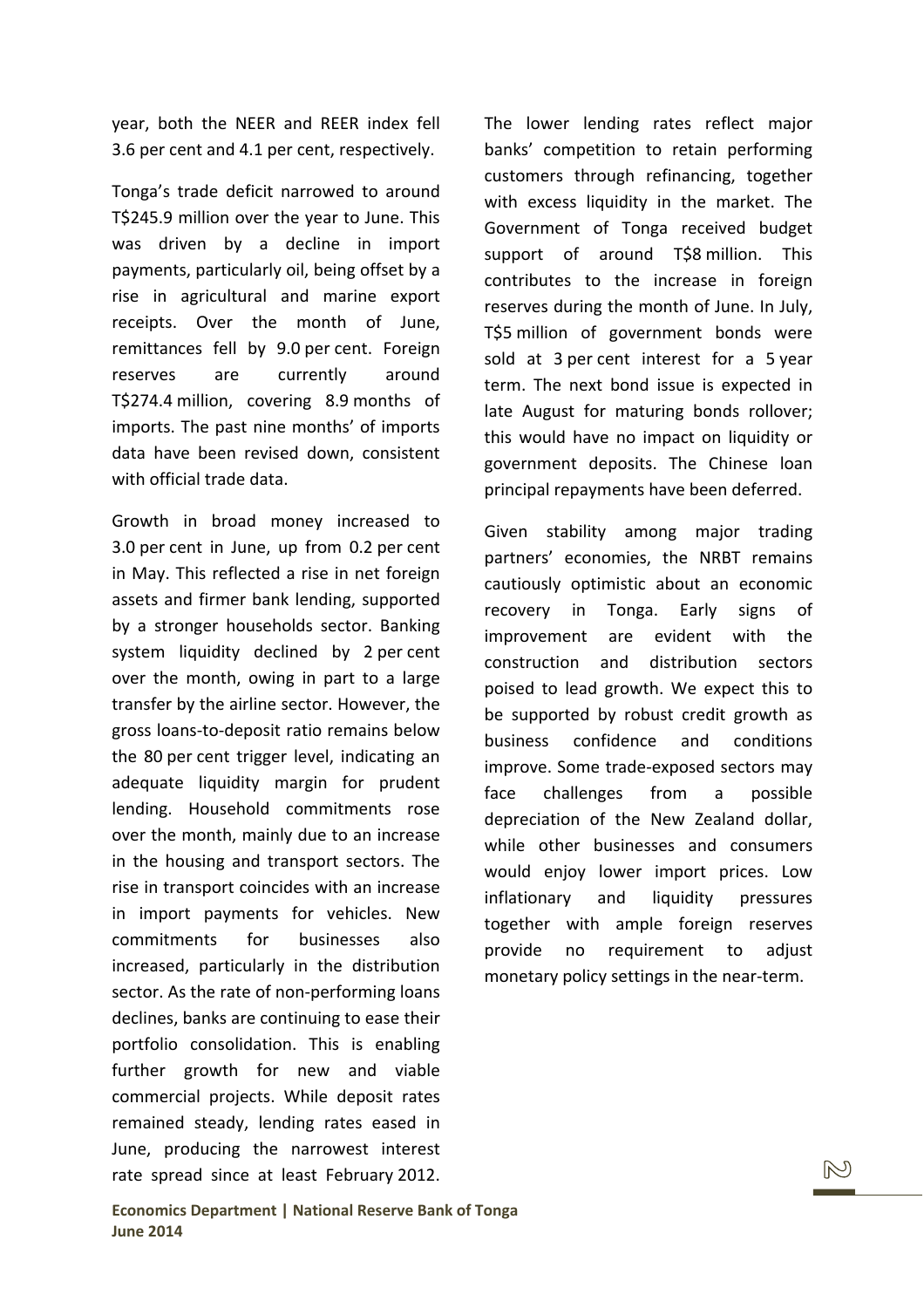year, both the NEER and REER index fell 3.6 per cent and 4.1 per cent, respectively.

Tonga's trade deficit narrowed to around T$245.9 million over the year to June. This was driven by a decline in import payments, particularly oil, being offset by a rise in agricultural and marine export receipts. Over the month of June, remittances fell by 9.0 per cent. Foreign reserves are currently around T$274.4 million, covering 8.9 months of imports. The past nine months' of imports data have been revised down, consistent with official trade data.

Growth in broad money increased to 3.0 per cent in June, up from 0.2 per cent in May. This reflected a rise in net foreign assets and firmer bank lending, supported by a stronger households sector. Banking system liquidity declined by 2 per cent over the month, owing in part to a large transfer by the airline sector. However, the gross loans-to-deposit ratio remains below the 80 per cent trigger level, indicating an adequate liquidity margin for prudent lending. Household commitments rose over the month, mainly due to an increase in the housing and transport sectors. The rise in transport coincides with an increase in import payments for vehicles. New commitments for businesses also increased, particularly in the distribution sector. As the rate of non-performing loans declines, banks are continuing to ease their portfolio consolidation. This is enabling further growth for new and viable commercial projects. While deposit rates remained steady, lending rates eased in June, producing the narrowest interest rate spread since at least February 2012. The lower lending rates reflect major banks' competition to retain performing customers through refinancing, together with excess liquidity in the market. The Government of Tonga received budget support of around T$8 million. This contributes to the increase in foreign reserves during the month of June. In July, T$5 million of government bonds were sold at 3 per cent interest for a 5 year term. The next bond issue is expected in late August for maturing bonds rollover; this would have no impact on liquidity or government deposits. The Chinese loan principal repayments have been deferred.

Given stability among major trading partners' economies, the NRBT remains cautiously optimistic about an economic recovery in Tonga. Early signs of improvement are evident with the construction and distribution sectors poised to lead growth. We expect this to be supported by robust credit growth as business confidence and conditions improve. Some trade-exposed sectors may face challenges from a possible depreciation of the New Zealand dollar, while other businesses and consumers would enjoy lower import prices. Low inflationary and liquidity pressures together with ample foreign reserves provide no requirement to adjust monetary policy settings in the near-term.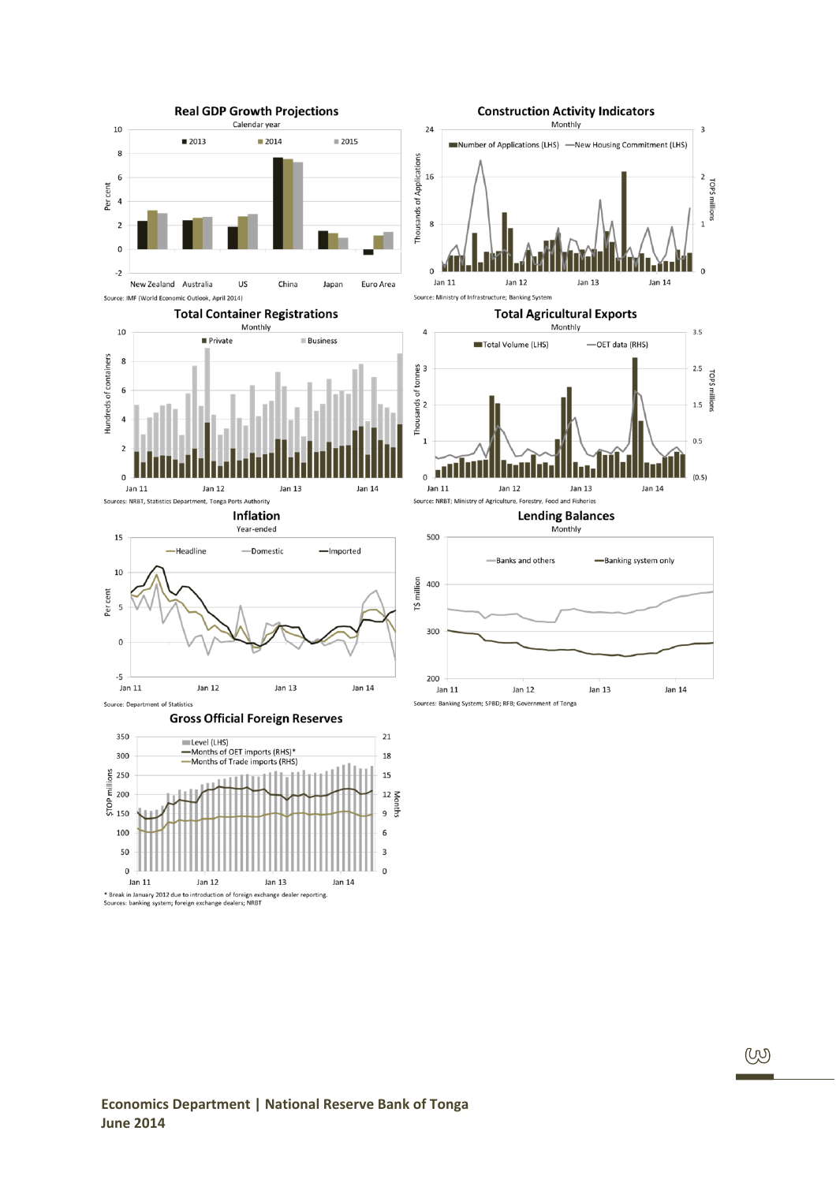## Real GDP Growth Projections

Calendar year

10
8
6
4
2
0
-2

Per cent

■ 2013 ■ 2014 ■ 2015

New Zealand Australia US China Japan Euro Area

Source: IMF (World Economic Outlook, April 2014)

## Construction Activity Indicators

Monthly

24
16
8
0

Thousands of Applications

3
2
1
0

TOP$ millions

■ Number of Applications (LHS) — New Housing Commitment (LHS)

Jan 11 Jan 12 Jan 13 Jan 14

Source: Ministry of Infrastructure; Banking System

## Total Container Registrations

Monthly

10
8
6
4
2
0

Hundreds of containers

■ Private ■ Business

Jan 11 Jan 12 Jan 13 Jan 14

Sources: NRBT, Statistics Department, Tonga Ports Authority

## Total Agricultural Exports

Monthly

4
3
2
1
0

Thousands of tonnes

3.5
2.5
1.5
0.5
(0.5)

TOP$ millions

■ Total Volume (LHS) — OET data (RHS)

Jan 11 Jan 12 Jan 13 Jan 14

Source: NRBT; Ministry of Agriculture, Forestry, Food and Fisheries

## Inflation

Year-ended

15
10
5
0
-5

Per cent

— Headline — Domestic — Imported

Jan 11 Jan 12 Jan 13 Jan 14

Source: Department of Statistics

## Lending Balances

Monthly

500
400
300
200

T$ million

— Banks and others — Banking system only

Jan 11 Jan 12 Jan 13 Jan 14

Sources: Banking System; SPBD; RFB; Government of Tonga

## Gross Official Foreign Reserves

350
300
250
200
150
100
50
0

$TOP millions

21
18
15
12
9
6
3
0

Months

■ Level (LHS)
— Months of OET imports (RHS)*
— Months of Trade imports (RHS)

Jan 11 Jan 12 Jan 13 Jan 14

\* Break in January 2012 due to introduction of foreign exchange dealer reporting.
Sources: banking system; foreign exchange dealers; NRBT

**Economics Department | National Reserve Bank of Tonga**
**June 2014**